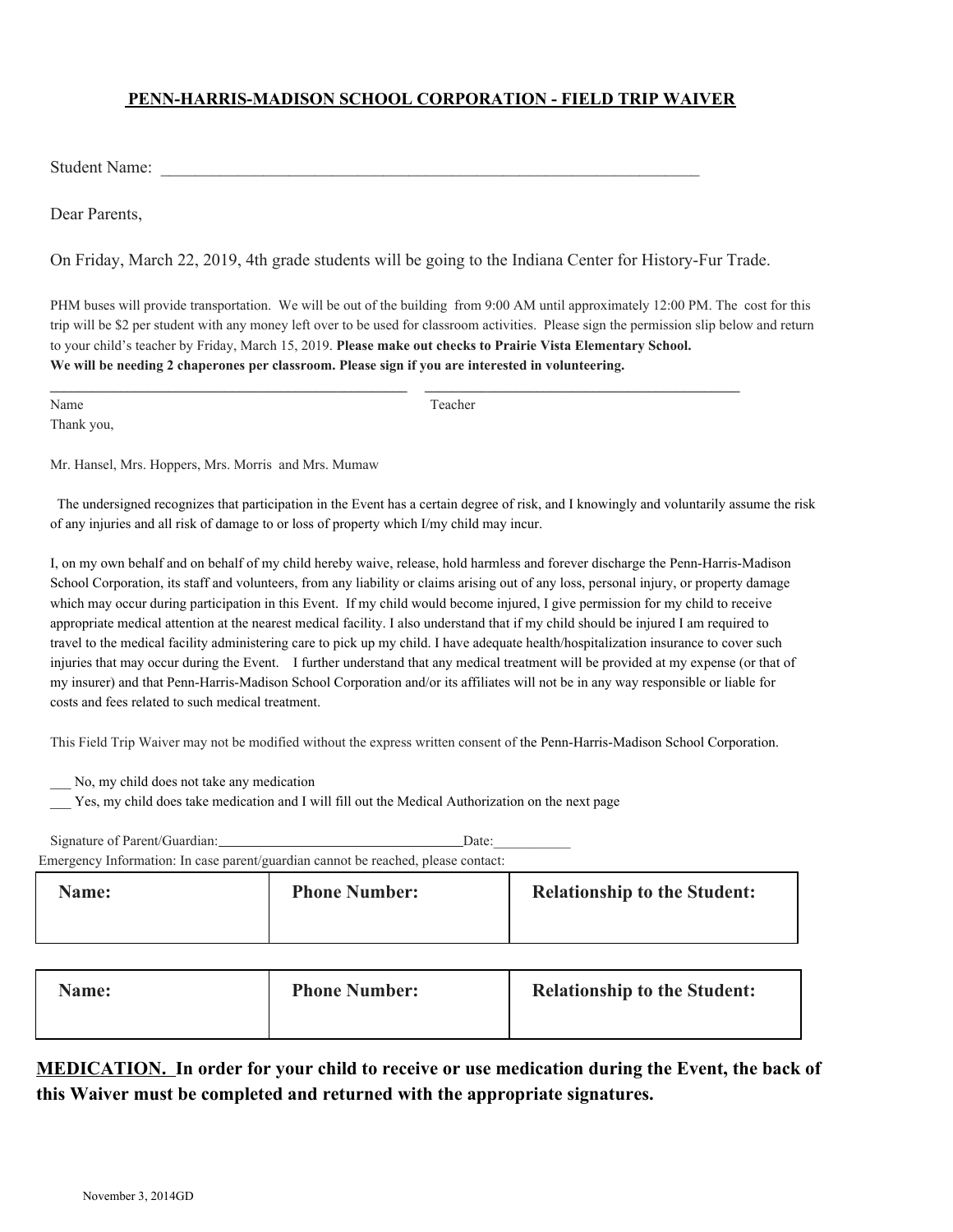**PENN-HARRIS-MADISON SCHOOL CORPORATION - FIELD TRIP WAIVER**

Student Name: ___________________________________________________________________

Dear Parents,

On Friday, March 22, 2019, 4th grade students will be going to the Indiana Center for History-Fur Trade.

PHM buses will provide transportation. We will be out of the building from 9:00 AM until approximately 12:00 PM. The cost for this trip will be $2 per student with any money left over to be used for classroom activities. Please sign the permission slip below and return to your child's teacher by Friday, March 15, 2019. **Please make out checks to Prairie Vista Elementary School. We will be needing 2 chaperones per classroom. Please sign if you are interested in volunteering.**

_________________________________________________ ___________________________________________

Name Teacher

Thank you,

Mr. Hansel, Mrs. Hoppers, Mrs. Morris and Mrs. Mumaw

The undersigned recognizes that participation in the Event has a certain degree of risk, and I knowingly and voluntarily assume the risk of any injuries and all risk of damage to or loss of property which I/my child may incur.

I, on my own behalf and on behalf of my child hereby waive, release, hold harmless and forever discharge the Penn-Harris-Madison School Corporation, its staff and volunteers, from any liability or claims arising out of any loss, personal injury, or property damage which may occur during participation in this Event. If my child would become injured, I give permission for my child to receive appropriate medical attention at the nearest medical facility. I also understand that if my child should be injured I am required to travel to the medical facility administering care to pick up my child. I have adequate health/hospitalization insurance to cover such injuries that may occur during the Event. I further understand that any medical treatment will be provided at my expense (or that of my insurer) and that Penn-Harris-Madison School Corporation and/or its affiliates will not be in any way responsible or liable for costs and fees related to such medical treatment.

This Field Trip Waiver may not be modified without the express written consent of the Penn-Harris-Madison School Corporation.

___ No, my child does not take any medication

___ Yes, my child does take medication and I will fill out the Medical Authorization on the next page

Signature of Parent/Guardian:___________________________________Date:___________

Emergency Information: In case parent/guardian cannot be reached, please contact:

| **Name:** | **Phone Number:** | **Relationship to the Student:** |
| --- | --- | --- |
| | | |

| **Name:** | **Phone Number:** | **Relationship to the Student:** |
| --- | --- | --- |
| | | |

**MEDICATION. In order for your child to receive or use medication during the Event, the back of this Waiver must be completed and returned with the appropriate signatures.**

November 3, 2014GD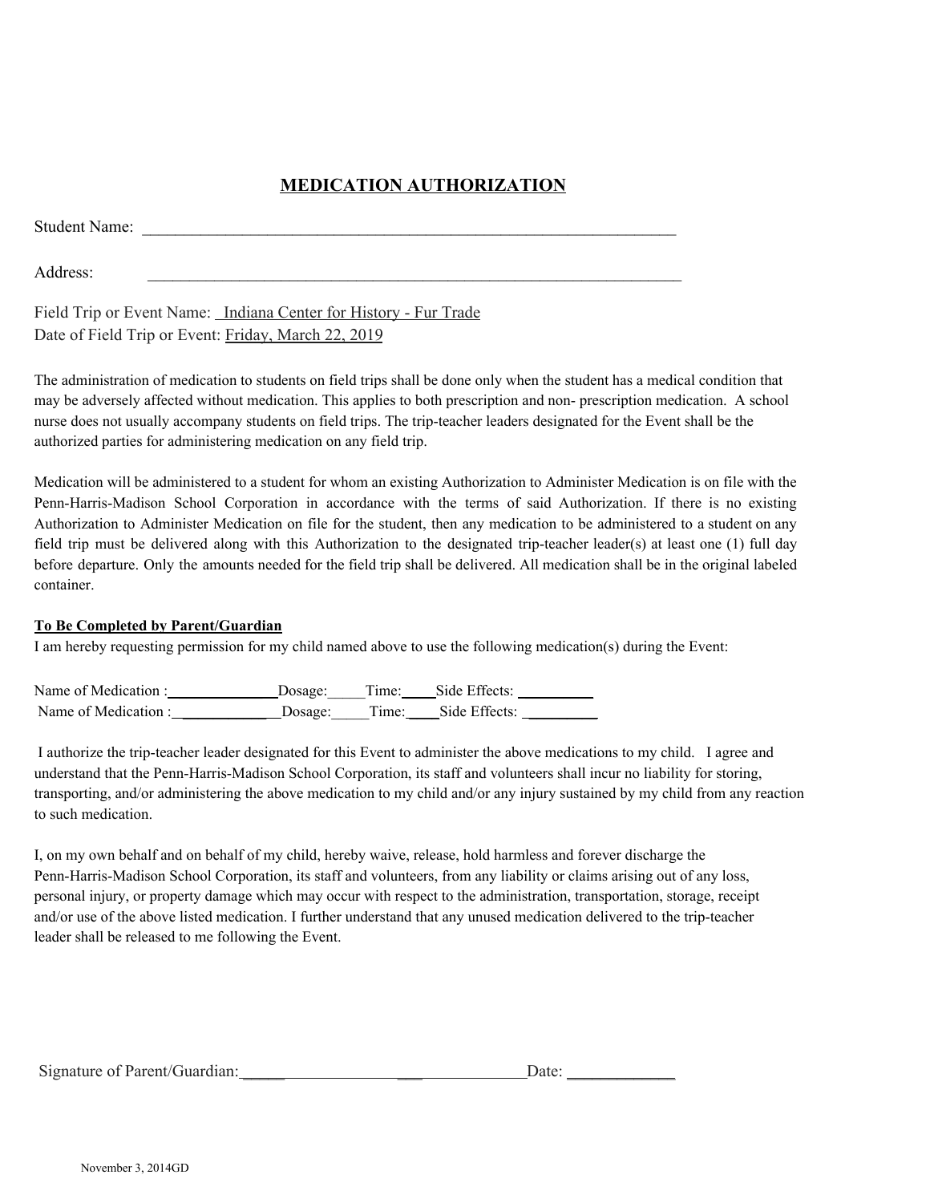## MEDICATION AUTHORIZATION

Student Name: ____________________________________________________________________

Address: ____________________________________________________________________

Field Trip or Event Name: Indiana Center for History - Fur Trade
Date of Field Trip or Event: Friday, March 22, 2019

The administration of medication to students on field trips shall be done only when the student has a medical condition that may be adversely affected without medication. This applies to both prescription and non- prescription medication. A school nurse does not usually accompany students on field trips. The trip-teacher leaders designated for the Event shall be the authorized parties for administering medication on any field trip.

Medication will be administered to a student for whom an existing Authorization to Administer Medication is on file with the Penn-Harris-Madison School Corporation in accordance with the terms of said Authorization. If there is no existing Authorization to Administer Medication on file for the student, then any medication to be administered to a student on any field trip must be delivered along with this Authorization to the designated trip-teacher leader(s) at least one (1) full day before departure. Only the amounts needed for the field trip shall be delivered. All medication shall be in the original labeled container.

**To Be Completed by Parent/Guardian**

I am hereby requesting permission for my child named above to use the following medication(s) during the Event:

Name of Medication :______________Dosage:_____Time:____Side Effects: __________
Name of Medication :______________Dosage:_____Time:____Side Effects: __________

I authorize the trip-teacher leader designated for this Event to administer the above medications to my child. I agree and understand that the Penn-Harris-Madison School Corporation, its staff and volunteers shall incur no liability for storing, transporting, and/or administering the above medication to my child and/or any injury sustained by my child from any reaction to such medication.

I, on my own behalf and on behalf of my child, hereby waive, release, hold harmless and forever discharge the Penn-Harris-Madison School Corporation, its staff and volunteers, from any liability or claims arising out of any loss, personal injury, or property damage which may occur with respect to the administration, transportation, storage, receipt and/or use of the above listed medication. I further understand that any unused medication delivered to the trip-teacher leader shall be released to me following the Event.

Signature of Parent/Guardian:________________________________________Date: ____________

November 3, 2014GD